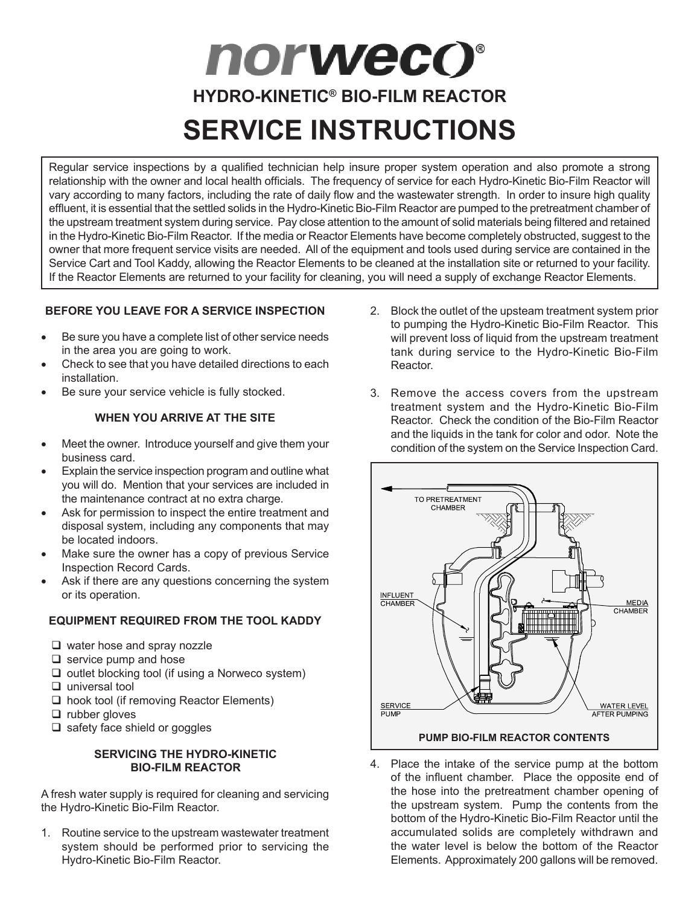# norweco®

## HYDRO-KINETIC® BIO-FILM REACTOR

# SERVICE INSTRUCTIONS

Regular service inspections by a qualified technician help insure proper system operation and also promote a strong relationship with the owner and local health officials. The frequency of service for each Hydro-Kinetic Bio-Film Reactor will vary according to many factors, including the rate of daily flow and the wastewater strength. In order to insure high quality effluent, it is essential that the settled solids in the Hydro-Kinetic Bio-Film Reactor are pumped to the pretreatment chamber of the upstream treatment system during service. Pay close attention to the amount of solid materials being filtered and retained in the Hydro-Kinetic Bio-Film Reactor. If the media or Reactor Elements have become completely obstructed, suggest to the owner that more frequent service visits are needed. All of the equipment and tools used during service are contained in the Service Cart and Tool Kaddy, allowing the Reactor Elements to be cleaned at the installation site or returned to your facility. If the Reactor Elements are returned to your facility for cleaning, you will need a supply of exchange Reactor Elements.

### BEFORE YOU LEAVE FOR A SERVICE INSPECTION

- Be sure you have a complete list of other service needs in the area you are going to work.
- Check to see that you have detailed directions to each installation.
- Be sure your service vehicle is fully stocked.

### WHEN YOU ARRIVE AT THE SITE

- Meet the owner. Introduce yourself and give them your business card.
- Explain the service inspection program and outline what you will do. Mention that your services are included in the maintenance contract at no extra charge.
- Ask for permission to inspect the entire treatment and disposal system, including any components that may be located indoors.
- Make sure the owner has a copy of previous Service Inspection Record Cards.
- Ask if there are any questions concerning the system or its operation.

### EQUIPMENT REQUIRED FROM THE TOOL KADDY

- ❑ water hose and spray nozzle
- ❑ service pump and hose
- ❑ outlet blocking tool (if using a Norweco system)
- ❑ universal tool
- ❑ hook tool (if removing Reactor Elements)
- ❑ rubber gloves
- ❑ safety face shield or goggles

### SERVICING THE HYDRO-KINETIC BIO-FILM REACTOR

A fresh water supply is required for cleaning and servicing the Hydro-Kinetic Bio-Film Reactor.

1. Routine service to the upstream wastewater treatment system should be performed prior to servicing the Hydro-Kinetic Bio-Film Reactor.
2. Block the outlet of the upsteam treatment system prior to pumping the Hydro-Kinetic Bio-Film Reactor. This will prevent loss of liquid from the upstream treatment tank during service to the Hydro-Kinetic Bio-Film Reactor.
3. Remove the access covers from the upstream treatment system and the Hydro-Kinetic Bio-Film Reactor. Check the condition of the Bio-Film Reactor and the liquids in the tank for color and odor. Note the condition of the system on the Service Inspection Card.

TO PRETREATMENT CHAMBER — INFLUENT CHAMBER — MEDIA CHAMBER — SERVICE PUMP — WATER LEVEL AFTER PUMPING

**PUMP BIO-FILM REACTOR CONTENTS**

4. Place the intake of the service pump at the bottom of the influent chamber. Place the opposite end of the hose into the pretreatment chamber opening of the upstream system. Pump the contents from the bottom of the Hydro-Kinetic Bio-Film Reactor until the accumulated solids are completely withdrawn and the water level is below the bottom of the Reactor Elements. Approximately 200 gallons will be removed.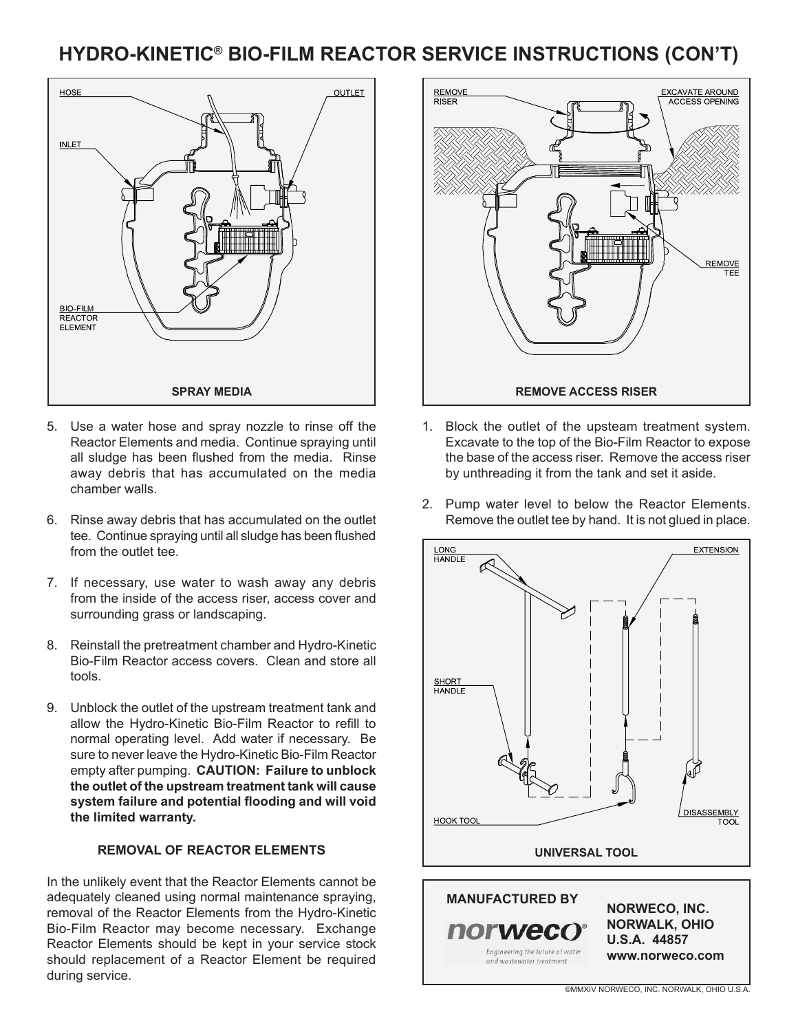# HYDRO-KINETIC® BIO-FILM REACTOR SERVICE INSTRUCTIONS (CON'T)

HOSE | OUTLET | INLET | BIO-FILM REACTOR ELEMENT

**SPRAY MEDIA**

5. Use a water hose and spray nozzle to rinse off the Reactor Elements and media. Continue spraying until all sludge has been flushed from the media. Rinse away debris that has accumulated on the media chamber walls.

6. Rinse away debris that has accumulated on the outlet tee. Continue spraying until all sludge has been flushed from the outlet tee.

7. If necessary, use water to wash away any debris from the inside of the access riser, access cover and surrounding grass or landscaping.

8. Reinstall the pretreatment chamber and Hydro-Kinetic Bio-Film Reactor access covers. Clean and store all tools.

9. Unblock the outlet of the upstream treatment tank and allow the Hydro-Kinetic Bio-Film Reactor to refill to normal operating level. Add water if necessary. Be sure to never leave the Hydro-Kinetic Bio-Film Reactor empty after pumping. **CAUTION: Failure to unblock the outlet of the upstream treatment tank will cause system failure and potential flooding and will void the limited warranty.**

### REMOVAL OF REACTOR ELEMENTS

In the unlikely event that the Reactor Elements cannot be adequately cleaned using normal maintenance spraying, removal of the Reactor Elements from the Hydro-Kinetic Bio-Film Reactor may become necessary. Exchange Reactor Elements should be kept in your service stock should replacement of a Reactor Element be required during service.

REMOVE RISER | EXCAVATE AROUND ACCESS OPENING | REMOVE TEE

**REMOVE ACCESS RISER**

1. Block the outlet of the upsteam treatment system. Excavate to the top of the Bio-Film Reactor to expose the base of the access riser. Remove the access riser by unthreading it from the tank and set it aside.

2. Pump water level to below the Reactor Elements. Remove the outlet tee by hand. It is not glued in place.

LONG HANDLE | EXTENSION | SHORT HANDLE | HOOK TOOL | DISASSEMBLY TOOL

**UNIVERSAL TOOL**

**MANUFACTURED BY**

norweco®

Engineering the future of water and wastewater treatment

**NORWECO, INC.**
**NORWALK, OHIO**
**U.S.A. 44857**
**www.norweco.com**

©MMXIV NORWECO, INC. NORWALK, OHIO U.S.A.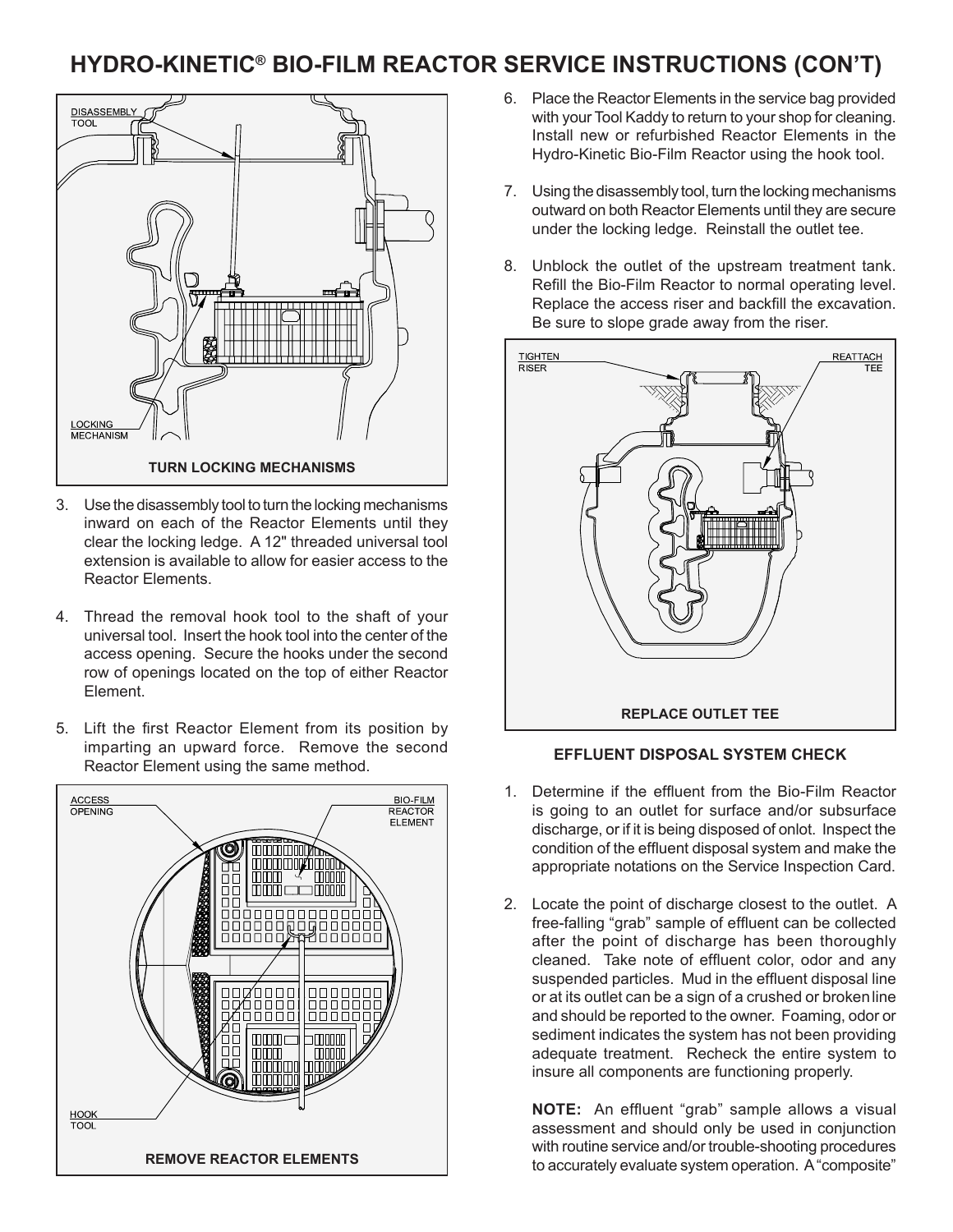# HYDRO-KINETIC® BIO-FILM REACTOR SERVICE INSTRUCTIONS (CON'T)

DISASSEMBLY TOOL

LOCKING MECHANISM

**TURN LOCKING MECHANISMS**

3. Use the disassembly tool to turn the locking mechanisms inward on each of the Reactor Elements until they clear the locking ledge. A 12" threaded universal tool extension is available to allow for easier access to the Reactor Elements.

4. Thread the removal hook tool to the shaft of your universal tool. Insert the hook tool into the center of the access opening. Secure the hooks under the second row of openings located on the top of either Reactor Element.

5. Lift the first Reactor Element from its position by imparting an upward force. Remove the second Reactor Element using the same method.

ACCESS OPENING

BIO-FILM REACTOR ELEMENT

HOOK TOOL

**REMOVE REACTOR ELEMENTS**

6. Place the Reactor Elements in the service bag provided with your Tool Kaddy to return to your shop for cleaning. Install new or refurbished Reactor Elements in the Hydro-Kinetic Bio-Film Reactor using the hook tool.

7. Using the disassembly tool, turn the locking mechanisms outward on both Reactor Elements until they are secure under the locking ledge. Reinstall the outlet tee.

8. Unblock the outlet of the upstream treatment tank. Refill the Bio-Film Reactor to normal operating level. Replace the access riser and backfill the excavation. Be sure to slope grade away from the riser.

TIGHTEN RISER

REATTACH TEE

**REPLACE OUTLET TEE**

### EFFLUENT DISPOSAL SYSTEM CHECK

1. Determine if the effluent from the Bio-Film Reactor is going to an outlet for surface and/or subsurface discharge, or if it is being disposed of onlot. Inspect the condition of the effluent disposal system and make the appropriate notations on the Service Inspection Card.

2. Locate the point of discharge closest to the outlet. A free-falling "grab" sample of effluent can be collected after the point of discharge has been thoroughly cleaned. Take note of effluent color, odor and any suspended particles. Mud in the effluent disposal line or at its outlet can be a sign of a crushed or broken line and should be reported to the owner. Foaming, odor or sediment indicates the system has not been providing adequate treatment. Recheck the entire system to insure all components are functioning properly.

   **NOTE:** An effluent "grab" sample allows a visual assessment and should only be used in conjunction with routine service and/or trouble-shooting procedures to accurately evaluate system operation. A "composite"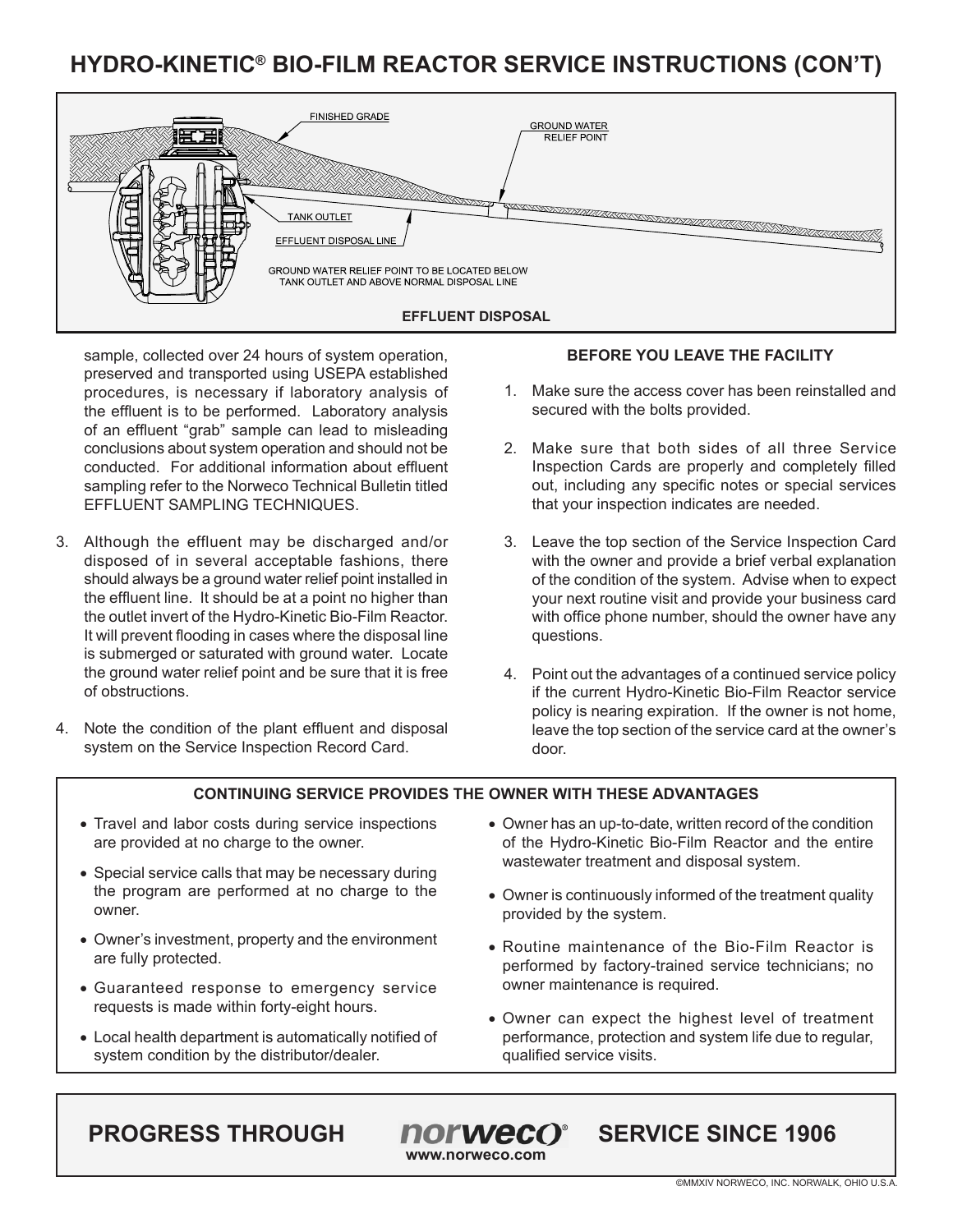# HYDRO-KINETIC® BIO-FILM REACTOR SERVICE INSTRUCTIONS (CON'T)

FINISHED GRADE

GROUND WATER RELIEF POINT

TANK OUTLET

EFFLUENT DISPOSAL LINE

GROUND WATER RELIEF POINT TO BE LOCATED BELOW TANK OUTLET AND ABOVE NORMAL DISPOSAL LINE

**EFFLUENT DISPOSAL**

sample, collected over 24 hours of system operation, preserved and transported using USEPA established procedures, is necessary if laboratory analysis of the effluent is to be performed. Laboratory analysis of an effluent "grab" sample can lead to misleading conclusions about system operation and should not be conducted. For additional information about effluent sampling refer to the Norweco Technical Bulletin titled EFFLUENT SAMPLING TECHNIQUES.

3. Although the effluent may be discharged and/or disposed of in several acceptable fashions, there should always be a ground water relief point installed in the effluent line. It should be at a point no higher than the outlet invert of the Hydro-Kinetic Bio-Film Reactor. It will prevent flooding in cases where the disposal line is submerged or saturated with ground water. Locate the ground water relief point and be sure that it is free of obstructions.

4. Note the condition of the plant effluent and disposal system on the Service Inspection Record Card.

**BEFORE YOU LEAVE THE FACILITY**

1. Make sure the access cover has been reinstalled and secured with the bolts provided.

2. Make sure that both sides of all three Service Inspection Cards are properly and completely filled out, including any specific notes or special services that your inspection indicates are needed.

3. Leave the top section of the Service Inspection Card with the owner and provide a brief verbal explanation of the condition of the system. Advise when to expect your next routine visit and provide your business card with office phone number, should the owner have any questions.

4. Point out the advantages of a continued service policy if the current Hydro-Kinetic Bio-Film Reactor service policy is nearing expiration. If the owner is not home, leave the top section of the service card at the owner's door.

**CONTINUING SERVICE PROVIDES THE OWNER WITH THESE ADVANTAGES**

- Travel and labor costs during service inspections are provided at no charge to the owner.
- Special service calls that may be necessary during the program are performed at no charge to the owner.
- Owner's investment, property and the environment are fully protected.
- Guaranteed response to emergency service requests is made within forty-eight hours.
- Local health department is automatically notified of system condition by the distributor/dealer.
- Owner has an up-to-date, written record of the condition of the Hydro-Kinetic Bio-Film Reactor and the entire wastewater treatment and disposal system.
- Owner is continuously informed of the treatment quality provided by the system.
- Routine maintenance of the Bio-Film Reactor is performed by factory-trained service technicians; no owner maintenance is required.
- Owner can expect the highest level of treatment performance, protection and system life due to regular, qualified service visits.

**PROGRESS THROUGH** norweco® **SERVICE SINCE 1906**

www.norweco.com

©MMXIV NORWECO, INC. NORWALK, OHIO U.S.A.